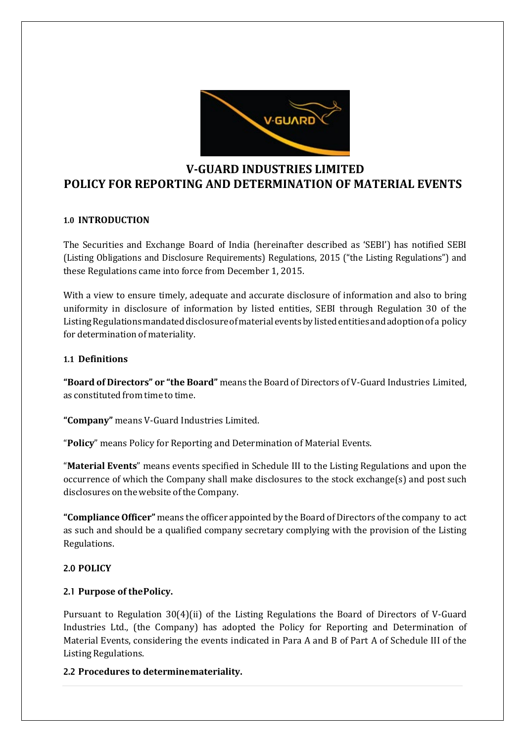# V-GUARD INDUSTRIES LIMITED
# POLICY FOR REPORTING AND DETERMINATION OF MATERIAL EVENTS

## 1.0 INTRODUCTION

The Securities and Exchange Board of India (hereinafter described as 'SEBI') has notified SEBI (Listing Obligations and Disclosure Requirements) Regulations, 2015 ("the Listing Regulations") and these Regulations came into force from December 1, 2015.

With a view to ensure timely, adequate and accurate disclosure of information and also to bring uniformity in disclosure of information by listed entities, SEBI through Regulation 30 of the Listing Regulations mandated disclosure of material events by listed entities and adoption of a policy for determination of materiality.

### 1.1 Definitions

**"Board of Directors" or "the Board"** means the Board of Directors of V-Guard Industries Limited, as constituted from time to time.

**"Company"** means V-Guard Industries Limited.

"**Policy**" means Policy for Reporting and Determination of Material Events.

"**Material Events**" means events specified in Schedule III to the Listing Regulations and upon the occurrence of which the Company shall make disclosures to the stock exchange(s) and post such disclosures on the website of the Company.

**"Compliance Officer"** means the officer appointed by the Board of Directors of the company to act as such and should be a qualified company secretary complying with the provision of the Listing Regulations.

## 2.0 POLICY

### 2.1 Purpose of the Policy.

Pursuant to Regulation 30(4)(ii) of the Listing Regulations the Board of Directors of V-Guard Industries Ltd., (the Company) has adopted the Policy for Reporting and Determination of Material Events, considering the events indicated in Para A and B of Part A of Schedule III of the Listing Regulations.

### 2.2 Procedures to determine materiality.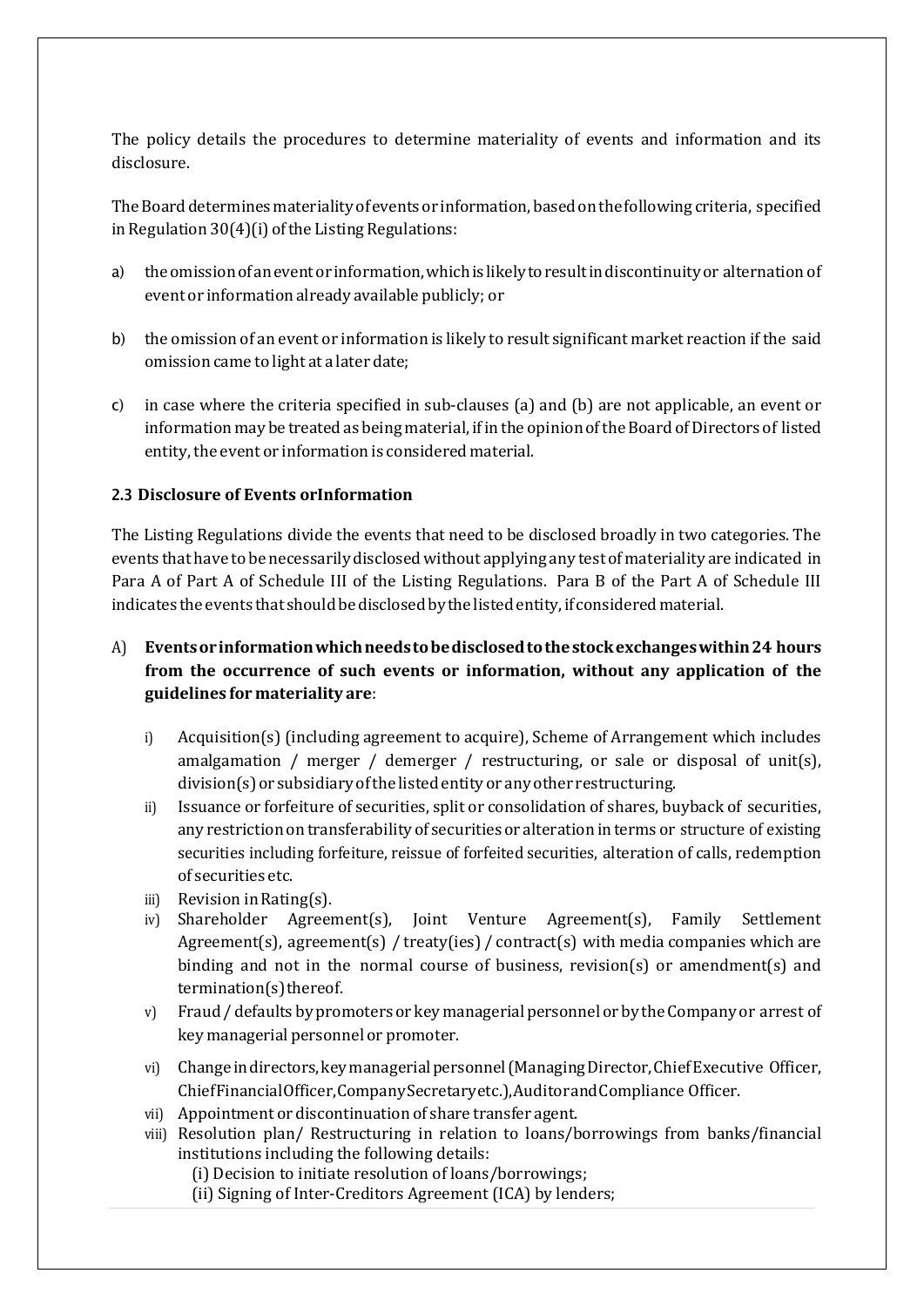The policy details the procedures to determine materiality of events and information and its disclosure.

The Board determines materiality of events or information, based on the following criteria, specified in Regulation 30(4)(i) of the Listing Regulations:

a) the omission of an event or information, which is likely to result in discontinuity or alternation of event or information already available publicly; or

b) the omission of an event or information is likely to result significant market reaction if the said omission came to light at a later date;

c) in case where the criteria specified in sub-clauses (a) and (b) are not applicable, an event or information may be treated as being material, if in the opinion of the Board of Directors of listed entity, the event or information is considered material.

### 2.3 Disclosure of Events orInformation

The Listing Regulations divide the events that need to be disclosed broadly in two categories. The events that have to be necessarily disclosed without applying any test of materiality are indicated in Para A of Part A of Schedule III of the Listing Regulations. Para B of the Part A of Schedule III indicates the events that should be disclosed by the listed entity, if considered material.

A) **Events or information which needs to be disclosed to the stock exchanges within 24 hours from the occurrence of such events or information, without any application of the guidelines for materiality are**:

i) Acquisition(s) (including agreement to acquire), Scheme of Arrangement which includes amalgamation / merger / demerger / restructuring, or sale or disposal of unit(s), division(s) or subsidiary of the listed entity or any other restructuring.

ii) Issuance or forfeiture of securities, split or consolidation of shares, buyback of securities, any restriction on transferability of securities or alteration in terms or structure of existing securities including forfeiture, reissue of forfeited securities, alteration of calls, redemption of securities etc.

iii) Revision in Rating(s).

iv) Shareholder Agreement(s), Joint Venture Agreement(s), Family Settlement Agreement(s), agreement(s) / treaty(ies) / contract(s) with media companies which are binding and not in the normal course of business, revision(s) or amendment(s) and termination(s) thereof.

v) Fraud / defaults by promoters or key managerial personnel or by the Company or arrest of key managerial personnel or promoter.

vi) Change in directors, key managerial personnel (Managing Director, Chief Executive Officer, Chief Financial Officer, Company Secretary etc.), Auditor and Compliance Officer.

vii) Appointment or discontinuation of share transfer agent.

viii) Resolution plan/ Restructuring in relation to loans/borrowings from banks/financial institutions including the following details:

(i) Decision to initiate resolution of loans/borrowings;

(ii) Signing of Inter-Creditors Agreement (ICA) by lenders;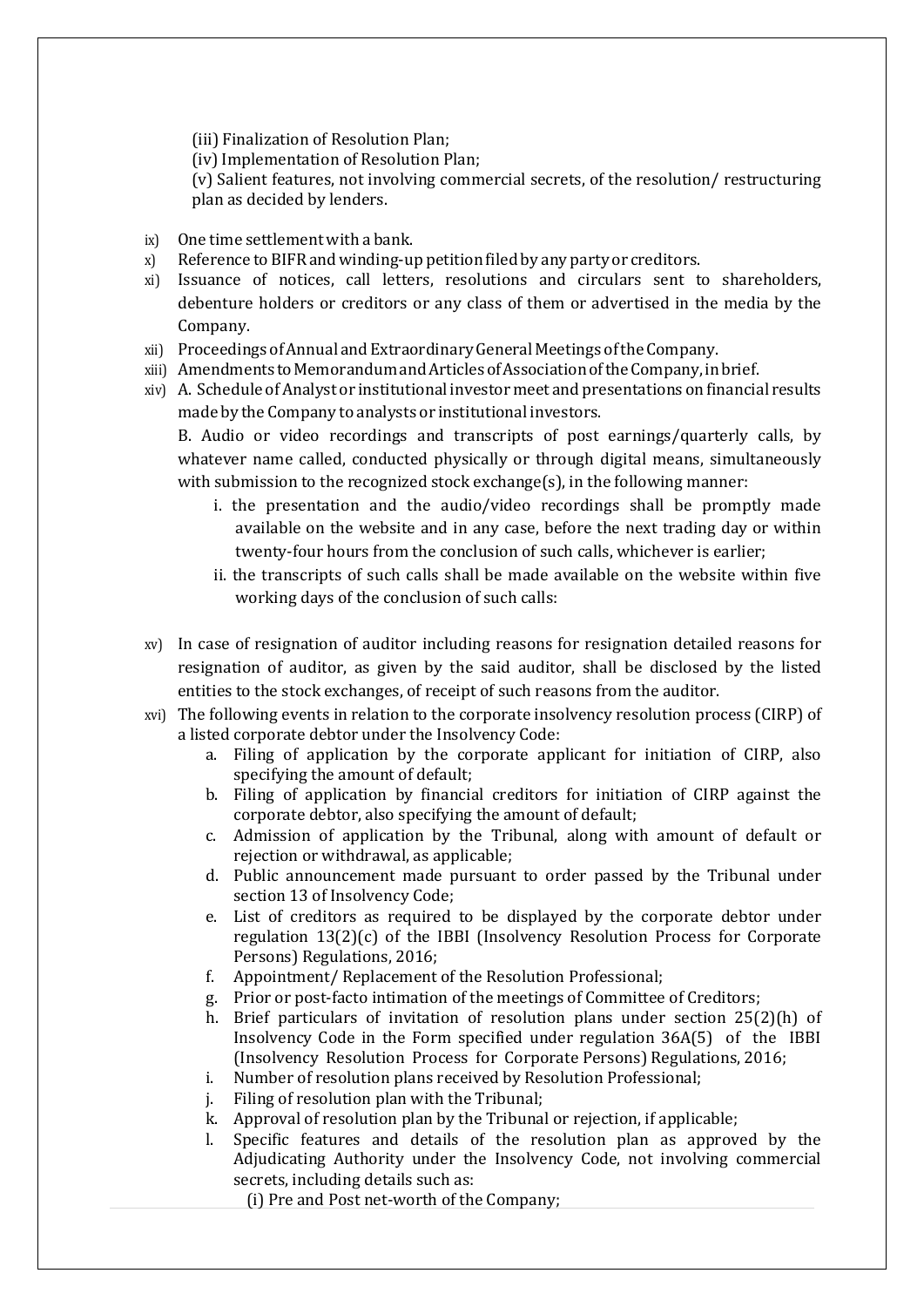(iii) Finalization of Resolution Plan;

(iv) Implementation of Resolution Plan;

(v) Salient features, not involving commercial secrets, of the resolution/ restructuring plan as decided by lenders.

ix) One time settlement with a bank.

x) Reference to BIFR and winding-up petition filed by any party or creditors.

xi) Issuance of notices, call letters, resolutions and circulars sent to shareholders, debenture holders or creditors or any class of them or advertised in the media by the Company.

xii) Proceedings of Annual and Extraordinary General Meetings of the Company.

xiii) Amendments to Memorandum and Articles of Association of the Company, in brief.

xiv) A. Schedule of Analyst or institutional investor meet and presentations on financial results made by the Company to analysts or institutional investors.

B. Audio or video recordings and transcripts of post earnings/quarterly calls, by whatever name called, conducted physically or through digital means, simultaneously with submission to the recognized stock exchange(s), in the following manner:

i. the presentation and the audio/video recordings shall be promptly made available on the website and in any case, before the next trading day or within twenty-four hours from the conclusion of such calls, whichever is earlier;

ii. the transcripts of such calls shall be made available on the website within five working days of the conclusion of such calls:

xv) In case of resignation of auditor including reasons for resignation detailed reasons for resignation of auditor, as given by the said auditor, shall be disclosed by the listed entities to the stock exchanges, of receipt of such reasons from the auditor.

xvi) The following events in relation to the corporate insolvency resolution process (CIRP) of a listed corporate debtor under the Insolvency Code:

a. Filing of application by the corporate applicant for initiation of CIRP, also specifying the amount of default;
b. Filing of application by financial creditors for initiation of CIRP against the corporate debtor, also specifying the amount of default;
c. Admission of application by the Tribunal, along with amount of default or rejection or withdrawal, as applicable;
d. Public announcement made pursuant to order passed by the Tribunal under section 13 of Insolvency Code;
e. List of creditors as required to be displayed by the corporate debtor under regulation 13(2)(c) of the IBBI (Insolvency Resolution Process for Corporate Persons) Regulations, 2016;
f. Appointment/ Replacement of the Resolution Professional;
g. Prior or post-facto intimation of the meetings of Committee of Creditors;
h. Brief particulars of invitation of resolution plans under section 25(2)(h) of Insolvency Code in the Form specified under regulation 36A(5) of the IBBI (Insolvency Resolution Process for Corporate Persons) Regulations, 2016;
i. Number of resolution plans received by Resolution Professional;
j. Filing of resolution plan with the Tribunal;
k. Approval of resolution plan by the Tribunal or rejection, if applicable;
l. Specific features and details of the resolution plan as approved by the Adjudicating Authority under the Insolvency Code, not involving commercial secrets, including details such as:

(i) Pre and Post net-worth of the Company;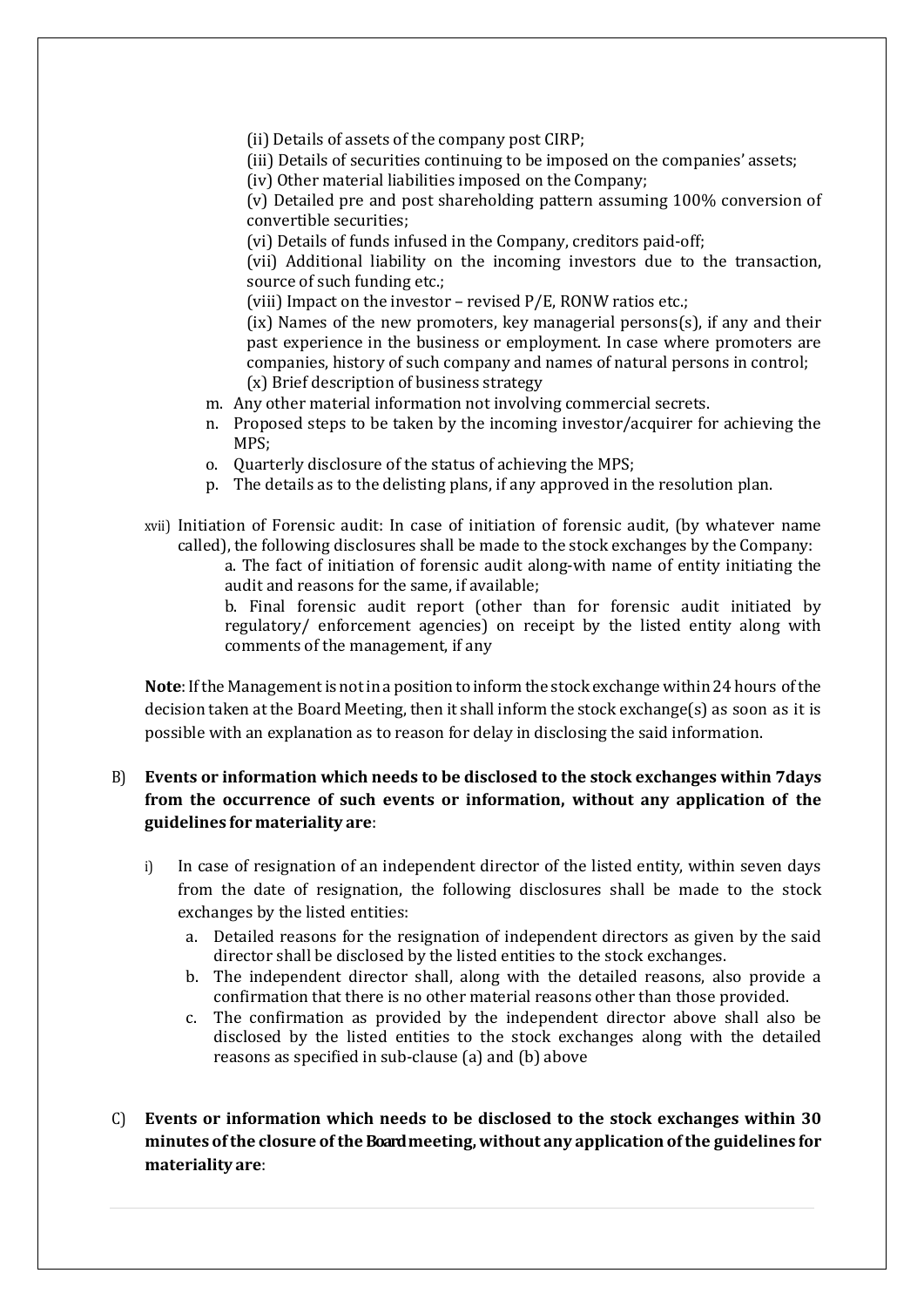(ii) Details of assets of the company post CIRP;

(iii) Details of securities continuing to be imposed on the companies' assets;

(iv) Other material liabilities imposed on the Company;

(v) Detailed pre and post shareholding pattern assuming 100% conversion of convertible securities;

(vi) Details of funds infused in the Company, creditors paid-off;

(vii) Additional liability on the incoming investors due to the transaction, source of such funding etc.;

(viii) Impact on the investor – revised P/E, RONW ratios etc.;

(ix) Names of the new promoters, key managerial persons(s), if any and their past experience in the business or employment. In case where promoters are companies, history of such company and names of natural persons in control;

(x) Brief description of business strategy

m. Any other material information not involving commercial secrets.

n. Proposed steps to be taken by the incoming investor/acquirer for achieving the MPS;

o. Quarterly disclosure of the status of achieving the MPS;

p. The details as to the delisting plans, if any approved in the resolution plan.

xvii) Initiation of Forensic audit: In case of initiation of forensic audit, (by whatever name called), the following disclosures shall be made to the stock exchanges by the Company:

a. The fact of initiation of forensic audit along-with name of entity initiating the audit and reasons for the same, if available;

b. Final forensic audit report (other than for forensic audit initiated by regulatory/ enforcement agencies) on receipt by the listed entity along with comments of the management, if any

**Note**: If the Management is not in a position to inform the stock exchange within 24 hours of the decision taken at the Board Meeting, then it shall inform the stock exchange(s) as soon as it is possible with an explanation as to reason for delay in disclosing the said information.

B) **Events or information which needs to be disclosed to the stock exchanges within 7days from the occurrence of such events or information, without any application of the guidelines for materiality are**:

i) In case of resignation of an independent director of the listed entity, within seven days from the date of resignation, the following disclosures shall be made to the stock exchanges by the listed entities:

a. Detailed reasons for the resignation of independent directors as given by the said director shall be disclosed by the listed entities to the stock exchanges.

b. The independent director shall, along with the detailed reasons, also provide a confirmation that there is no other material reasons other than those provided.

c. The confirmation as provided by the independent director above shall also be disclosed by the listed entities to the stock exchanges along with the detailed reasons as specified in sub-clause (a) and (b) above

C) **Events or information which needs to be disclosed to the stock exchanges within 30 minutes of the closure of the Board meeting, without any application of the guidelines for materiality are**: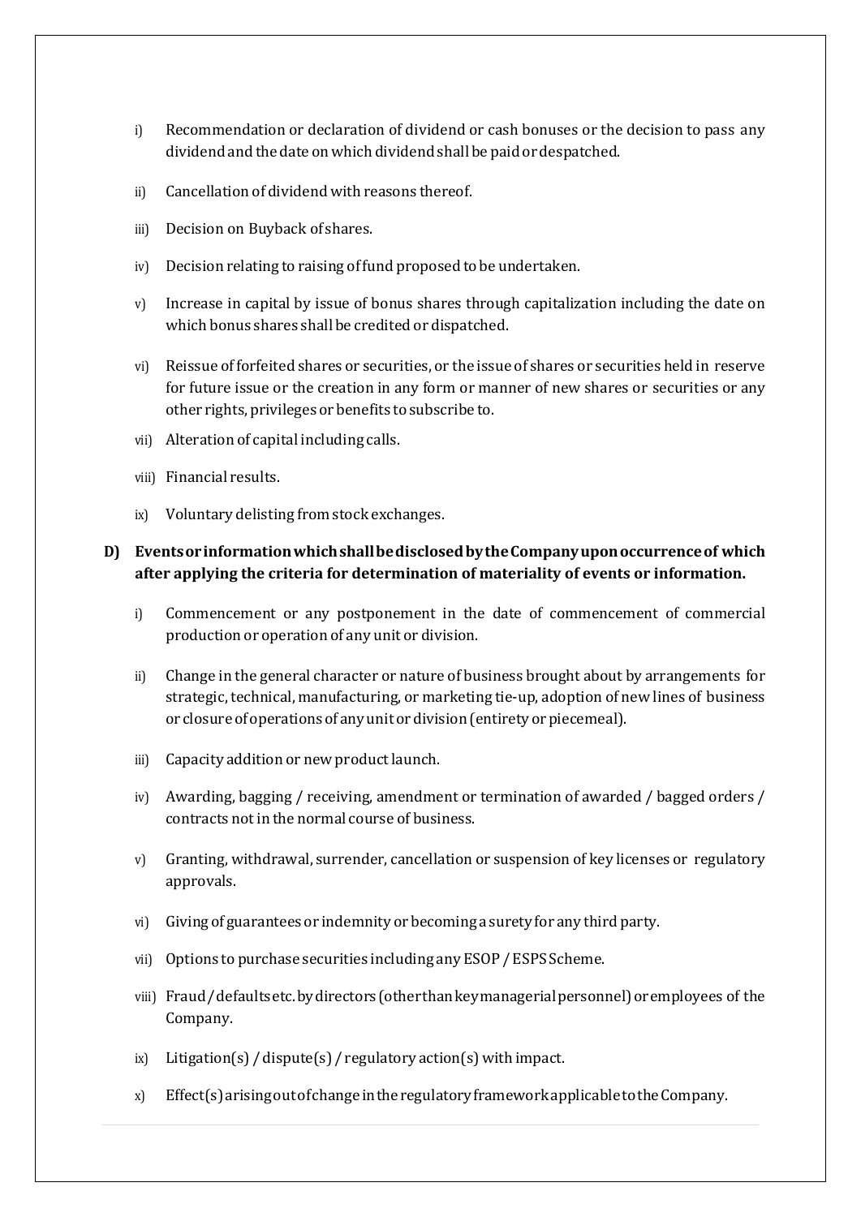i) Recommendation or declaration of dividend or cash bonuses or the decision to pass any dividend and the date on which dividend shall be paid or despatched.

ii) Cancellation of dividend with reasons thereof.

iii) Decision on Buyback of shares.

iv) Decision relating to raising of fund proposed to be undertaken.

v) Increase in capital by issue of bonus shares through capitalization including the date on which bonus shares shall be credited or dispatched.

vi) Reissue of forfeited shares or securities, or the issue of shares or securities held in reserve for future issue or the creation in any form or manner of new shares or securities or any other rights, privileges or benefits to subscribe to.

vii) Alteration of capital including calls.

viii) Financial results.

ix) Voluntary delisting from stock exchanges.

**D) Events or information which shall be disclosed by the Company upon occurrence of which after applying the criteria for determination of materiality of events or information.**

i) Commencement or any postponement in the date of commencement of commercial production or operation of any unit or division.

ii) Change in the general character or nature of business brought about by arrangements for strategic, technical, manufacturing, or marketing tie-up, adoption of new lines of business or closure of operations of any unit or division (entirety or piecemeal).

iii) Capacity addition or new product launch.

iv) Awarding, bagging / receiving, amendment or termination of awarded / bagged orders / contracts not in the normal course of business.

v) Granting, withdrawal, surrender, cancellation or suspension of key licenses or regulatory approvals.

vi) Giving of guarantees or indemnity or becoming a surety for any third party.

vii) Options to purchase securities including any ESOP / ESPS Scheme.

viii) Fraud / defaults etc. by directors (other than key managerial personnel) or employees of the Company.

ix) Litigation(s) / dispute(s) / regulatory action(s) with impact.

x) Effect(s) arising out of change in the regulatory framework applicable to the Company.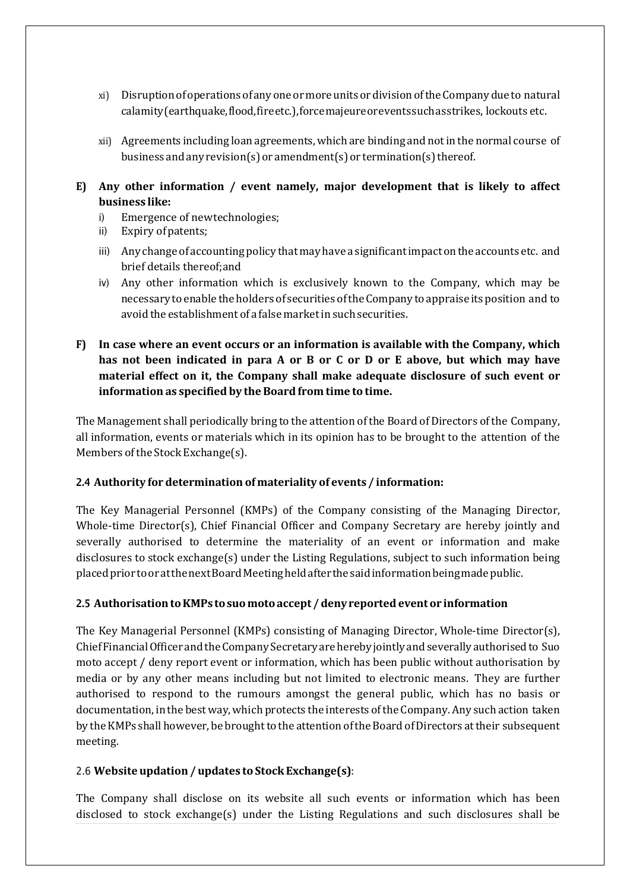xi) Disruption of operations of any one or more units or division of the Company due to natural calamity (earthquake, flood, fire etc.), force majeure or events such as strikes, lockouts etc.

xii) Agreements including loan agreements, which are binding and not in the normal course of business and any revision(s) or amendment(s) or termination(s) thereof.

**E) Any other information / event namely, major development that is likely to affect business like:**

i) Emergence of new technologies;

ii) Expiry of patents;

iii) Any change of accounting policy that may have a significant impact on the accounts etc. and brief details thereof; and

iv) Any other information which is exclusively known to the Company, which may be necessary to enable the holders of securities of the Company to appraise its position and to avoid the establishment of a false market in such securities.

**F) In case where an event occurs or an information is available with the Company, which has not been indicated in para A or B or C or D or E above, but which may have material effect on it, the Company shall make adequate disclosure of such event or information as specified by the Board from time to time.**

The Management shall periodically bring to the attention of the Board of Directors of the Company, all information, events or materials which in its opinion has to be brought to the attention of the Members of the Stock Exchange(s).

**2.4 Authority for determination of materiality of events / information:**

The Key Managerial Personnel (KMPs) of the Company consisting of the Managing Director, Whole-time Director(s), Chief Financial Officer and Company Secretary are hereby jointly and severally authorised to determine the materiality of an event or information and make disclosures to stock exchange(s) under the Listing Regulations, subject to such information being placed prior to or at the next Board Meeting held after the said information being made public.

**2.5 Authorisation to KMPs to suo moto accept / deny reported event or information**

The Key Managerial Personnel (KMPs) consisting of Managing Director, Whole-time Director(s), Chief Financial Officer and the Company Secretary are hereby jointly and severally authorised to Suo moto accept / deny report event or information, which has been public without authorisation by media or by any other means including but not limited to electronic means. They are further authorised to respond to the rumours amongst the general public, which has no basis or documentation, in the best way, which protects the interests of the Company. Any such action taken by the KMPs shall however, be brought to the attention of the Board of Directors at their subsequent meeting.

2.6 **Website updation / updates to Stock Exchange(s)**:

The Company shall disclose on its website all such events or information which has been disclosed to stock exchange(s) under the Listing Regulations and such disclosures shall be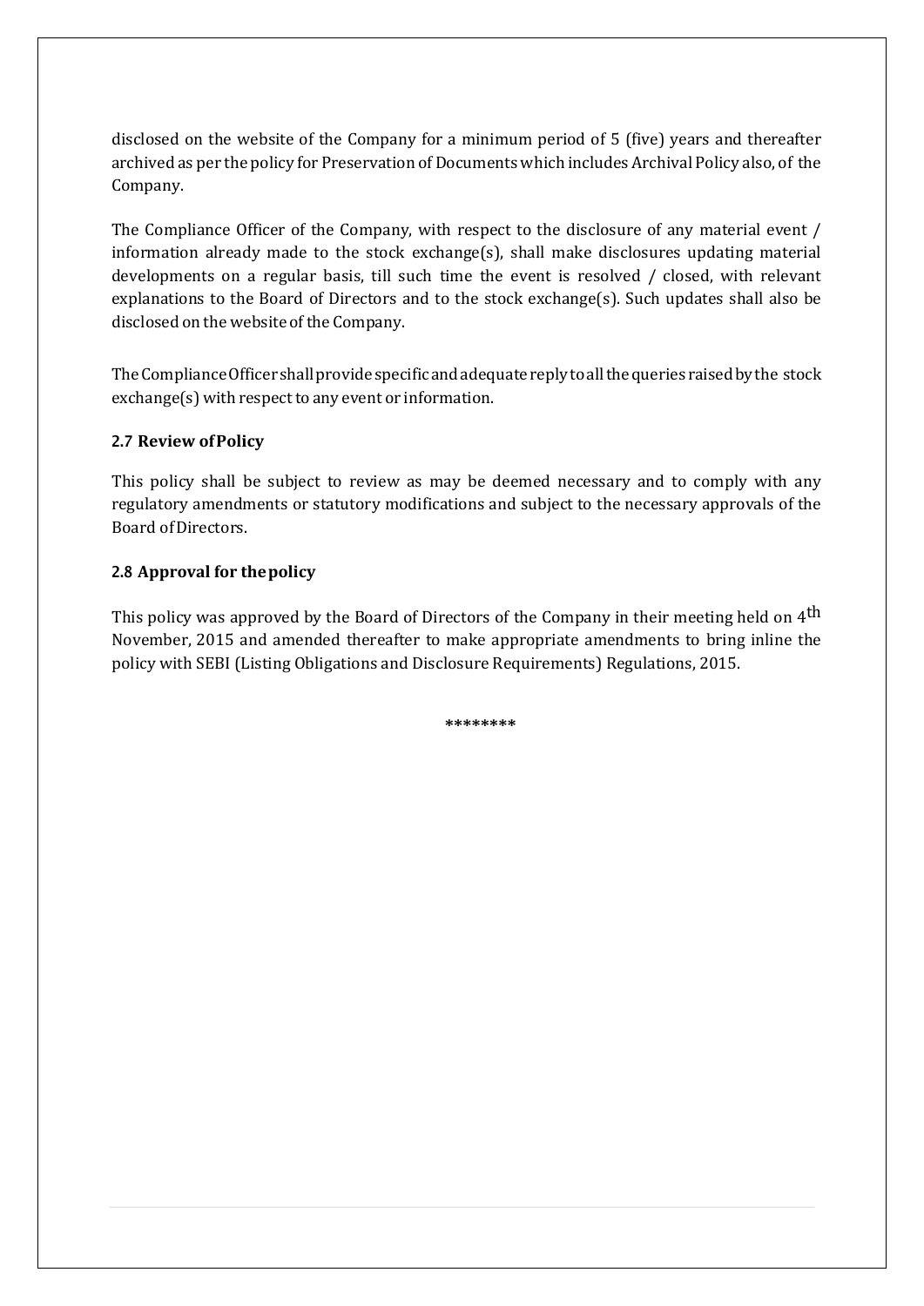disclosed on the website of the Company for a minimum period of 5 (five) years and thereafter archived as per the policy for Preservation of Documents which includes Archival Policy also, of the Company.

The Compliance Officer of the Company, with respect to the disclosure of any material event / information already made to the stock exchange(s), shall make disclosures updating material developments on a regular basis, till such time the event is resolved / closed, with relevant explanations to the Board of Directors and to the stock exchange(s). Such updates shall also be disclosed on the website of the Company.

The Compliance Officer shall provide specific and adequate reply to all the queries raised by the stock exchange(s) with respect to any event or information.

**2.7 Review of Policy**

This policy shall be subject to review as may be deemed necessary and to comply with any regulatory amendments or statutory modifications and subject to the necessary approvals of the Board of Directors.

**2.8 Approval for the policy**

This policy was approved by the Board of Directors of the Company in their meeting held on 4th November, 2015 and amended thereafter to make appropriate amendments to bring inline the policy with SEBI (Listing Obligations and Disclosure Requirements) Regulations, 2015.

********